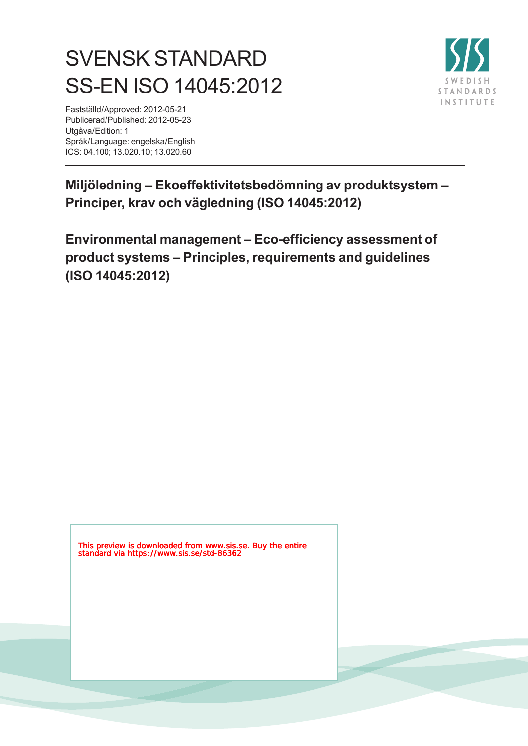# SVENSK STANDARD
# SS-EN ISO 14045:2012

Fastställd/Approved: 2012-05-21
Publicerad/Published: 2012-05-23
Utgåva/Edition: 1
Språk/Language: engelska/English
ICS: 04.100; 13.020.10; 13.020.60

SWEDISH STANDARDS INSTITUTE

**Miljöledning – Ekoeffektivitetsbedömning av produktsystem – Principer, krav och vägledning (ISO 14045:2012)**

**Environmental management – Eco-efficiency assessment of product systems – Principles, requirements and guidelines (ISO 14045:2012)**

This preview is downloaded from www.sis.se. Buy the entire standard via https://www.sis.se/std-86362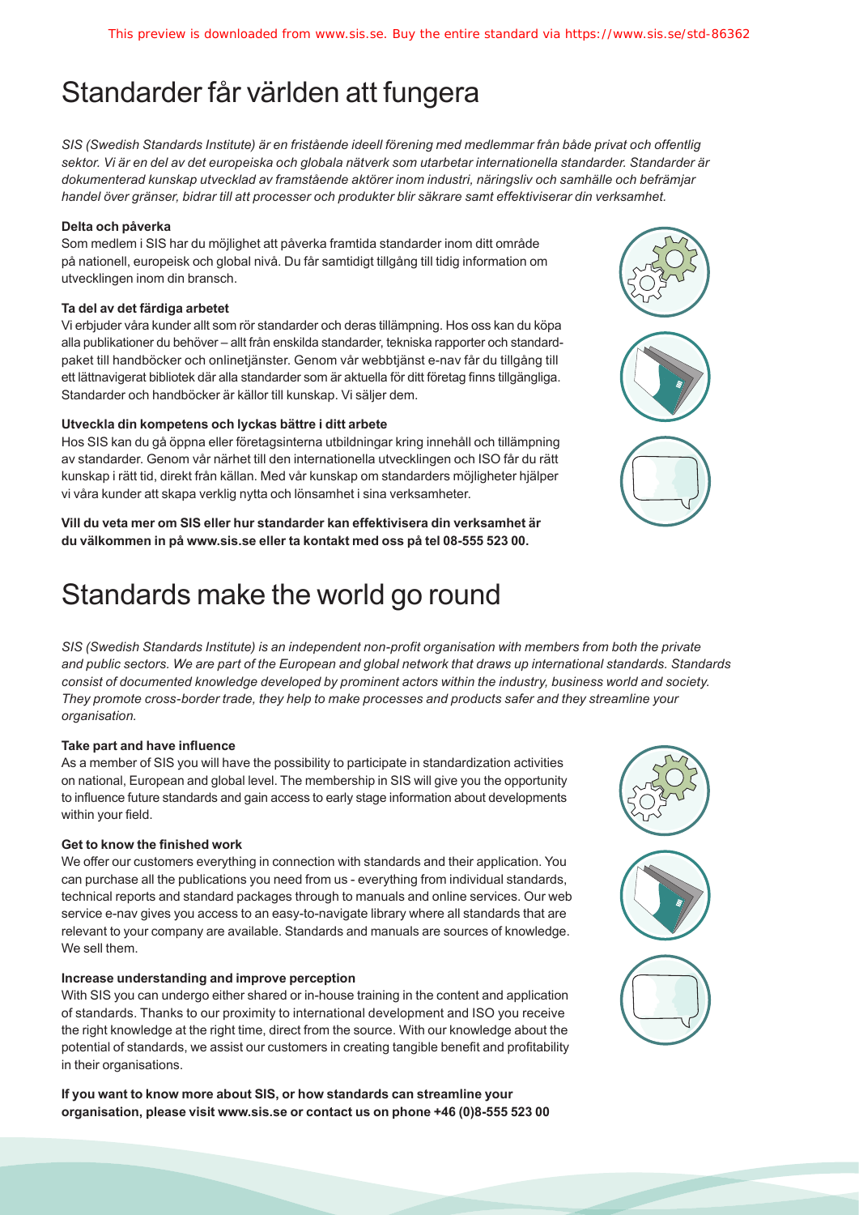# Standarder får världen att fungera

*SIS (Swedish Standards Institute) är en fristående ideell förening med medlemmar från både privat och offentlig sektor. Vi är en del av det europeiska och globala nätverk som utarbetar internationella standarder. Standarder är dokumenterad kunskap utvecklad av framstående aktörer inom industri, näringsliv och samhälle och befrämjar handel över gränser, bidrar till att processer och produkter blir säkrare samt effektiviserar din verksamhet.*

**Delta och påverka**

Som medlem i SIS har du möjlighet att påverka framtida standarder inom ditt område på nationell, europeisk och global nivå. Du får samtidigt tillgång till tidig information om utvecklingen inom din bransch.

**Ta del av det färdiga arbetet**

Vi erbjuder våra kunder allt som rör standarder och deras tillämpning. Hos oss kan du köpa alla publikationer du behöver – allt från enskilda standarder, tekniska rapporter och standardpaket till handböcker och onlinetjänster. Genom vår webbtjänst e-nav får du tillgång till ett lättnavigerat bibliotek där alla standarder som är aktuella för ditt företag finns tillgängliga. Standarder och handböcker är källor till kunskap. Vi säljer dem.

**Utveckla din kompetens och lyckas bättre i ditt arbete**

Hos SIS kan du gå öppna eller företagsinterna utbildningar kring innehåll och tillämpning av standarder. Genom vår närhet till den internationella utvecklingen och ISO får du rätt kunskap i rätt tid, direkt från källan. Med vår kunskap om standarders möjligheter hjälper vi våra kunder att skapa verklig nytta och lönsamhet i sina verksamheter.

**Vill du veta mer om SIS eller hur standarder kan effektivisera din verksamhet är du välkommen in på www.sis.se eller ta kontakt med oss på tel 08-555 523 00.**

# Standards make the world go round

*SIS (Swedish Standards Institute) is an independent non-profit organisation with members from both the private and public sectors. We are part of the European and global network that draws up international standards. Standards consist of documented knowledge developed by prominent actors within the industry, business world and society. They promote cross-border trade, they help to make processes and products safer and they streamline your organisation.*

**Take part and have influence**

As a member of SIS you will have the possibility to participate in standardization activities on national, European and global level. The membership in SIS will give you the opportunity to influence future standards and gain access to early stage information about developments within your field.

**Get to know the finished work**

We offer our customers everything in connection with standards and their application. You can purchase all the publications you need from us - everything from individual standards, technical reports and standard packages through to manuals and online services. Our web service e-nav gives you access to an easy-to-navigate library where all standards that are relevant to your company are available. Standards and manuals are sources of knowledge. We sell them.

**Increase understanding and improve perception**

With SIS you can undergo either shared or in-house training in the content and application of standards. Thanks to our proximity to international development and ISO you receive the right knowledge at the right time, direct from the source. With our knowledge about the potential of standards, we assist our customers in creating tangible benefit and profitability in their organisations.

**If you want to know more about SIS, or how standards can streamline your organisation, please visit www.sis.se or contact us on phone +46 (0)8-555 523 00**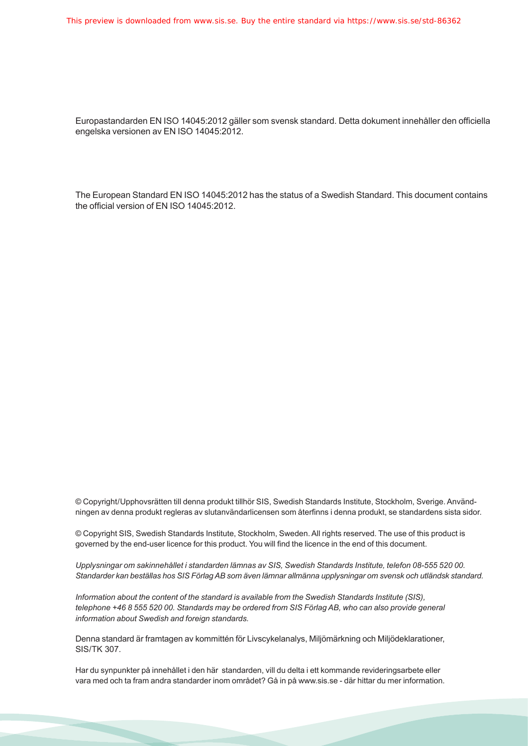Europastandarden EN ISO 14045:2012 gäller som svensk standard. Detta dokument innehåller den officiella engelska versionen av EN ISO 14045:2012.

The European Standard EN ISO 14045:2012 has the status of a Swedish Standard. This document contains the official version of EN ISO 14045:2012.

© Copyright/Upphovsrätten till denna produkt tillhör SIS, Swedish Standards Institute, Stockholm, Sverige. Användningen av denna produkt regleras av slutanvändarlicensen som återfinns i denna produkt, se standardens sista sidor.

© Copyright SIS, Swedish Standards Institute, Stockholm, Sweden. All rights reserved. The use of this product is governed by the end-user licence for this product. You will find the licence in the end of this document.

*Upplysningar om sakinnehållet i standarden lämnas av SIS, Swedish Standards Institute, telefon 08-555 520 00. Standarder kan beställas hos SIS Förlag AB som även lämnar allmänna upplysningar om svensk och utländsk standard.*

*Information about the content of the standard is available from the Swedish Standards Institute (SIS), telephone +46 8 555 520 00. Standards may be ordered from SIS Förlag AB, who can also provide general information about Swedish and foreign standards.*

Denna standard är framtagen av kommittén för Livscykelanalys, Miljömärkning och Miljödeklarationer, SIS/TK 307.

Har du synpunkter på innehållet i den här standarden, vill du delta i ett kommande revideringsarbete eller vara med och ta fram andra standarder inom området? Gå in på www.sis.se - där hittar du mer information.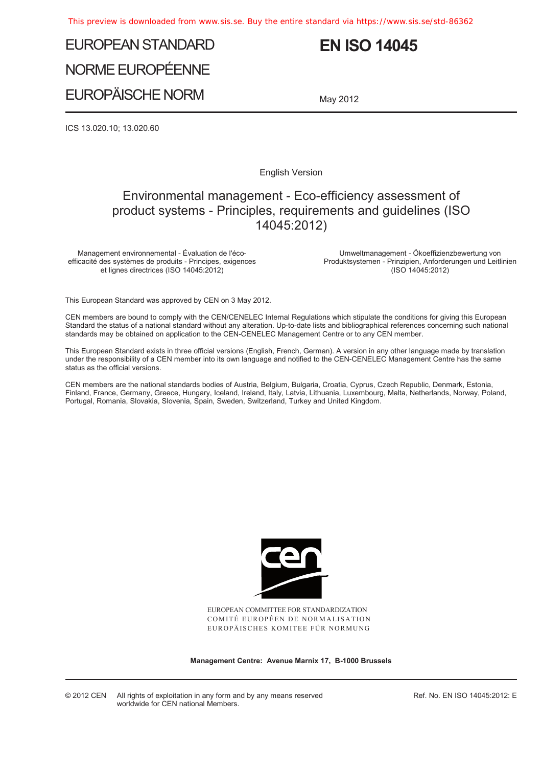# EUROPEAN STANDARD
# NORME EUROPÉENNE
# EUROPÄISCHE NORM

# EN ISO 14045

May 2012

ICS 13.020.10; 13.020.60

English Version

## Environmental management - Eco-efficiency assessment of product systems - Principles, requirements and guidelines (ISO 14045:2012)

Management environnemental - Évaluation de l'éco-efficacité des systèmes de produits - Principes, exigences et lignes directrices (ISO 14045:2012)

Umweltmanagement - Ökoeffizienzbewertung von Produktsystemen - Prinzipien, Anforderungen und Leitlinien (ISO 14045:2012)

This European Standard was approved by CEN on 3 May 2012.

CEN members are bound to comply with the CEN/CENELEC Internal Regulations which stipulate the conditions for giving this European Standard the status of a national standard without any alteration. Up-to-date lists and bibliographical references concerning such national standards may be obtained on application to the CEN-CENELEC Management Centre or to any CEN member.

This European Standard exists in three official versions (English, French, German). A version in any other language made by translation under the responsibility of a CEN member into its own language and notified to the CEN-CENELEC Management Centre has the same status as the official versions.

CEN members are the national standards bodies of Austria, Belgium, Bulgaria, Croatia, Cyprus, Czech Republic, Denmark, Estonia, Finland, France, Germany, Greece, Hungary, Iceland, Ireland, Italy, Latvia, Lithuania, Luxembourg, Malta, Netherlands, Norway, Poland, Portugal, Romania, Slovakia, Slovenia, Spain, Sweden, Switzerland, Turkey and United Kingdom.

EUROPEAN COMMITTEE FOR STANDARDIZATION
COMITÉ EUROPÉEN DE NORMALISATION
EUROPÄISCHES KOMITEE FÜR NORMUNG

**Management Centre: Avenue Marnix 17, B-1000 Brussels**

© 2012 CEN All rights of exploitation in any form and by any means reserved worldwide for CEN national Members.

Ref. No. EN ISO 14045:2012: E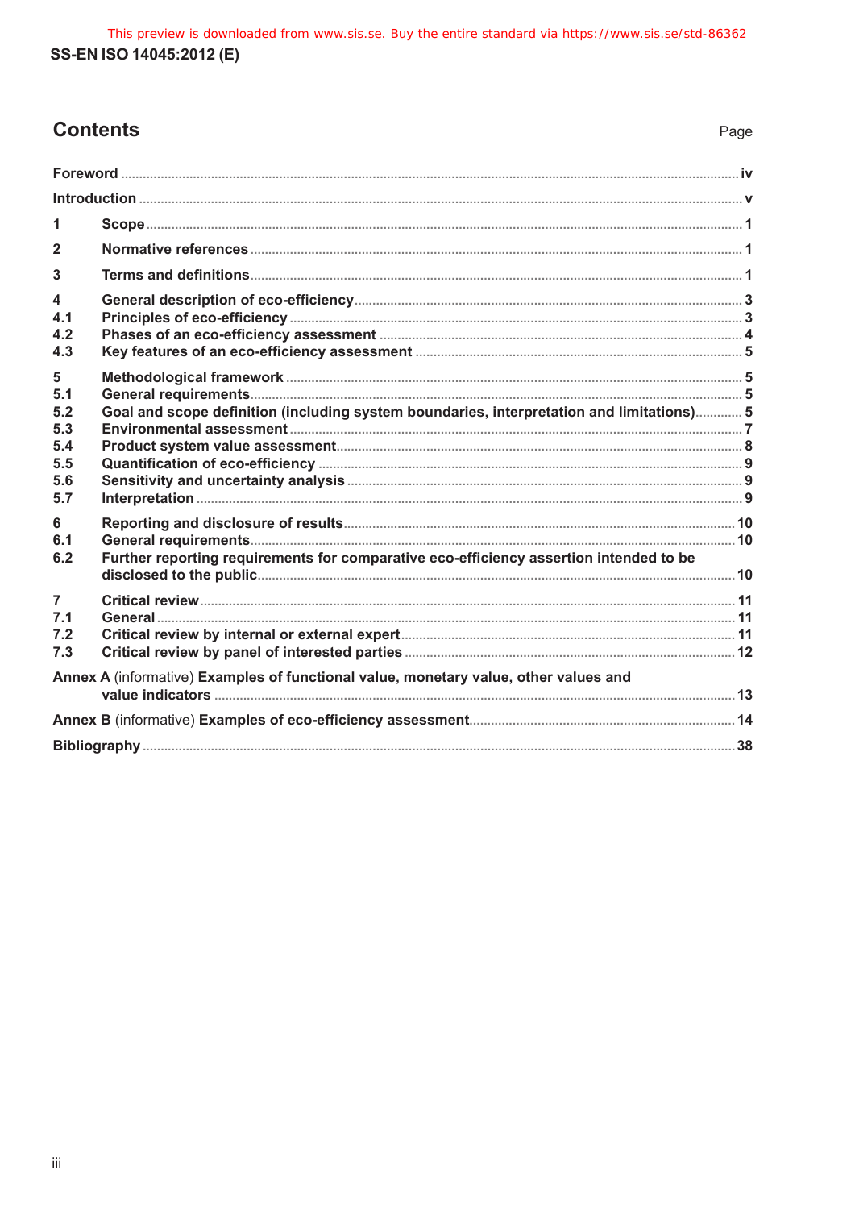# Contents

| | | Page |
|---|---|---|
| **Foreword** | | **iv** |
| **Introduction** | | **v** |
| **1** | **Scope** | **1** |
| **2** | **Normative references** | **1** |
| **3** | **Terms and definitions** | **1** |
| **4** | **General description of eco-efficiency** | **3** |
| **4.1** | **Principles of eco-efficiency** | **3** |
| **4.2** | **Phases of an eco-efficiency assessment** | **4** |
| **4.3** | **Key features of an eco-efficiency assessment** | **5** |
| **5** | **Methodological framework** | **5** |
| **5.1** | **General requirements** | **5** |
| **5.2** | **Goal and scope definition (including system boundaries, interpretation and limitations)** | **5** |
| **5.3** | **Environmental assessment** | **7** |
| **5.4** | **Product system value assessment** | **8** |
| **5.5** | **Quantification of eco-efficiency** | **9** |
| **5.6** | **Sensitivity and uncertainty analysis** | **9** |
| **5.7** | **Interpretation** | **9** |
| **6** | **Reporting and disclosure of results** | **10** |
| **6.1** | **General requirements** | **10** |
| **6.2** | **Further reporting requirements for comparative eco-efficiency assertion intended to be disclosed to the public** | **10** |
| **7** | **Critical review** | **11** |
| **7.1** | **General** | **11** |
| **7.2** | **Critical review by internal or external expert** | **11** |
| **7.3** | **Critical review by panel of interested parties** | **12** |
| **Annex A** (informative) **Examples of functional value, monetary value, other values and value indicators** | | **13** |
| **Annex B** (informative) **Examples of eco-efficiency assessment** | | **14** |
| **Bibliography** | | **38** |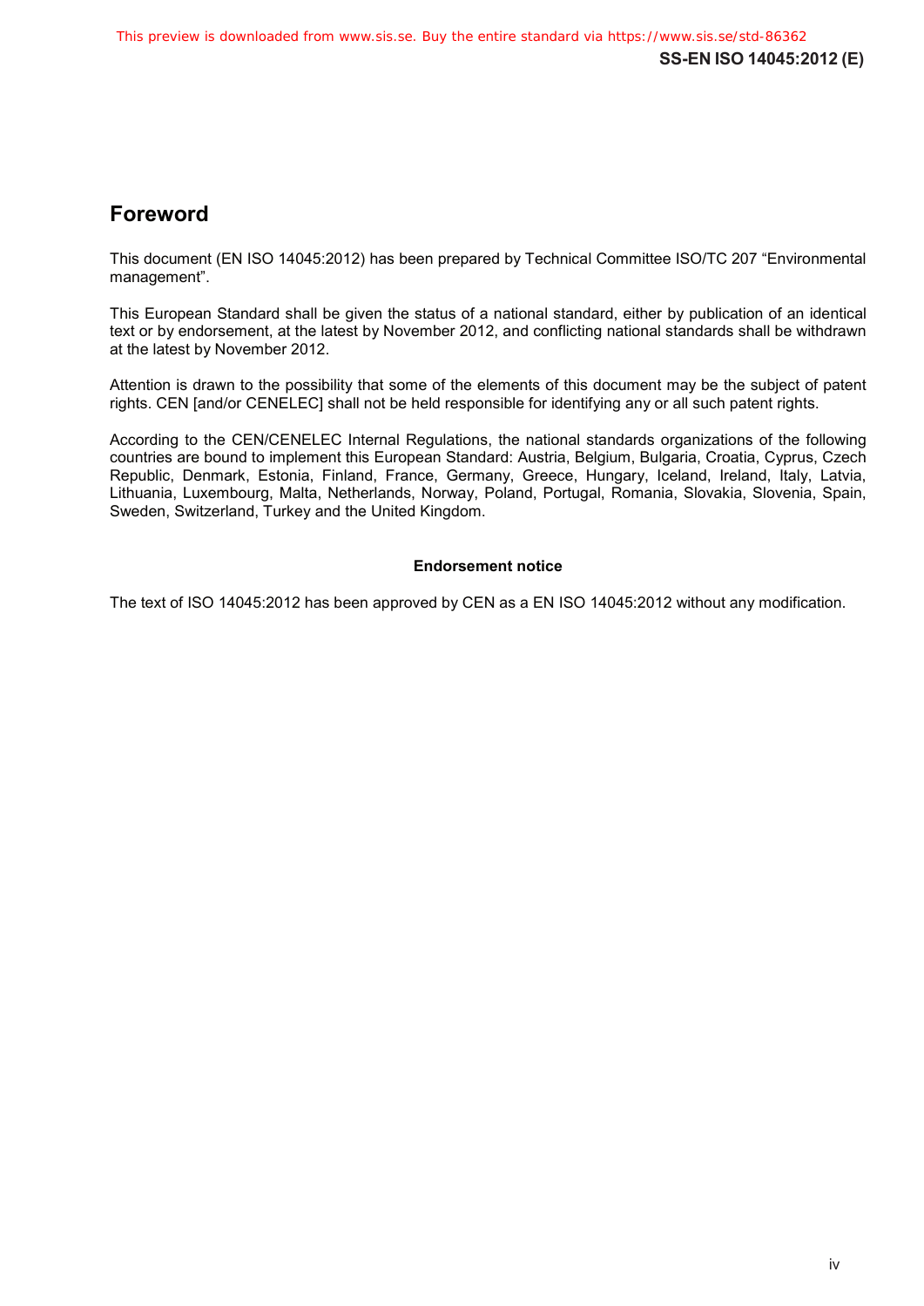## Foreword

This document (EN ISO 14045:2012) has been prepared by Technical Committee ISO/TC 207 "Environmental management".

This European Standard shall be given the status of a national standard, either by publication of an identical text or by endorsement, at the latest by November 2012, and conflicting national standards shall be withdrawn at the latest by November 2012.

Attention is drawn to the possibility that some of the elements of this document may be the subject of patent rights. CEN [and/or CENELEC] shall not be held responsible for identifying any or all such patent rights.

According to the CEN/CENELEC Internal Regulations, the national standards organizations of the following countries are bound to implement this European Standard: Austria, Belgium, Bulgaria, Croatia, Cyprus, Czech Republic, Denmark, Estonia, Finland, France, Germany, Greece, Hungary, Iceland, Ireland, Italy, Latvia, Lithuania, Luxembourg, Malta, Netherlands, Norway, Poland, Portugal, Romania, Slovakia, Slovenia, Spain, Sweden, Switzerland, Turkey and the United Kingdom.

**Endorsement notice**

The text of ISO 14045:2012 has been approved by CEN as a EN ISO 14045:2012 without any modification.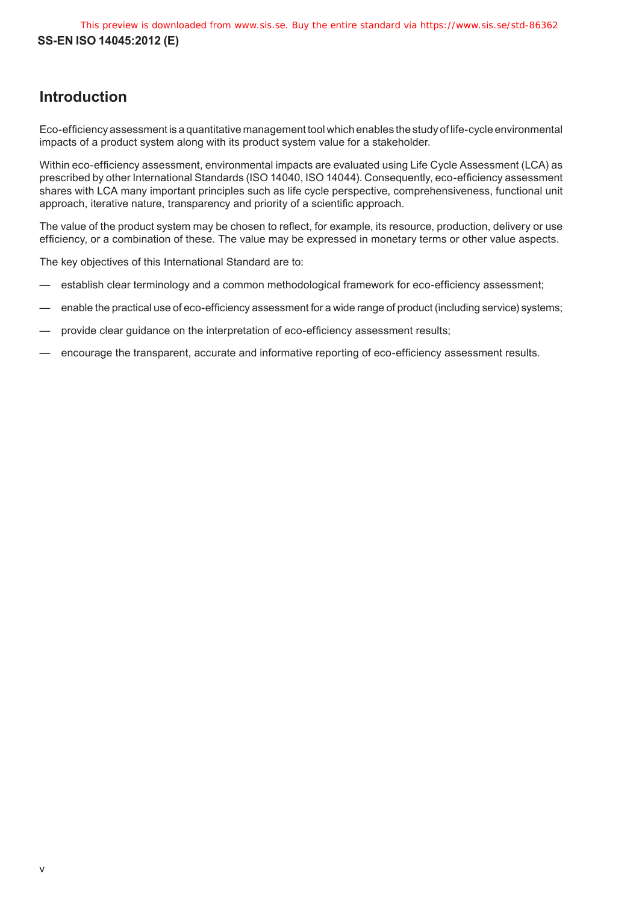## Introduction

Eco-efficiency assessment is a quantitative management tool which enables the study of life-cycle environmental impacts of a product system along with its product system value for a stakeholder.

Within eco-efficiency assessment, environmental impacts are evaluated using Life Cycle Assessment (LCA) as prescribed by other International Standards (ISO 14040, ISO 14044). Consequently, eco-efficiency assessment shares with LCA many important principles such as life cycle perspective, comprehensiveness, functional unit approach, iterative nature, transparency and priority of a scientific approach.

The value of the product system may be chosen to reflect, for example, its resource, production, delivery or use efficiency, or a combination of these. The value may be expressed in monetary terms or other value aspects.

The key objectives of this International Standard are to:

- establish clear terminology and a common methodological framework for eco-efficiency assessment;
- enable the practical use of eco-efficiency assessment for a wide range of product (including service) systems;
- provide clear guidance on the interpretation of eco-efficiency assessment results;
- encourage the transparent, accurate and informative reporting of eco-efficiency assessment results.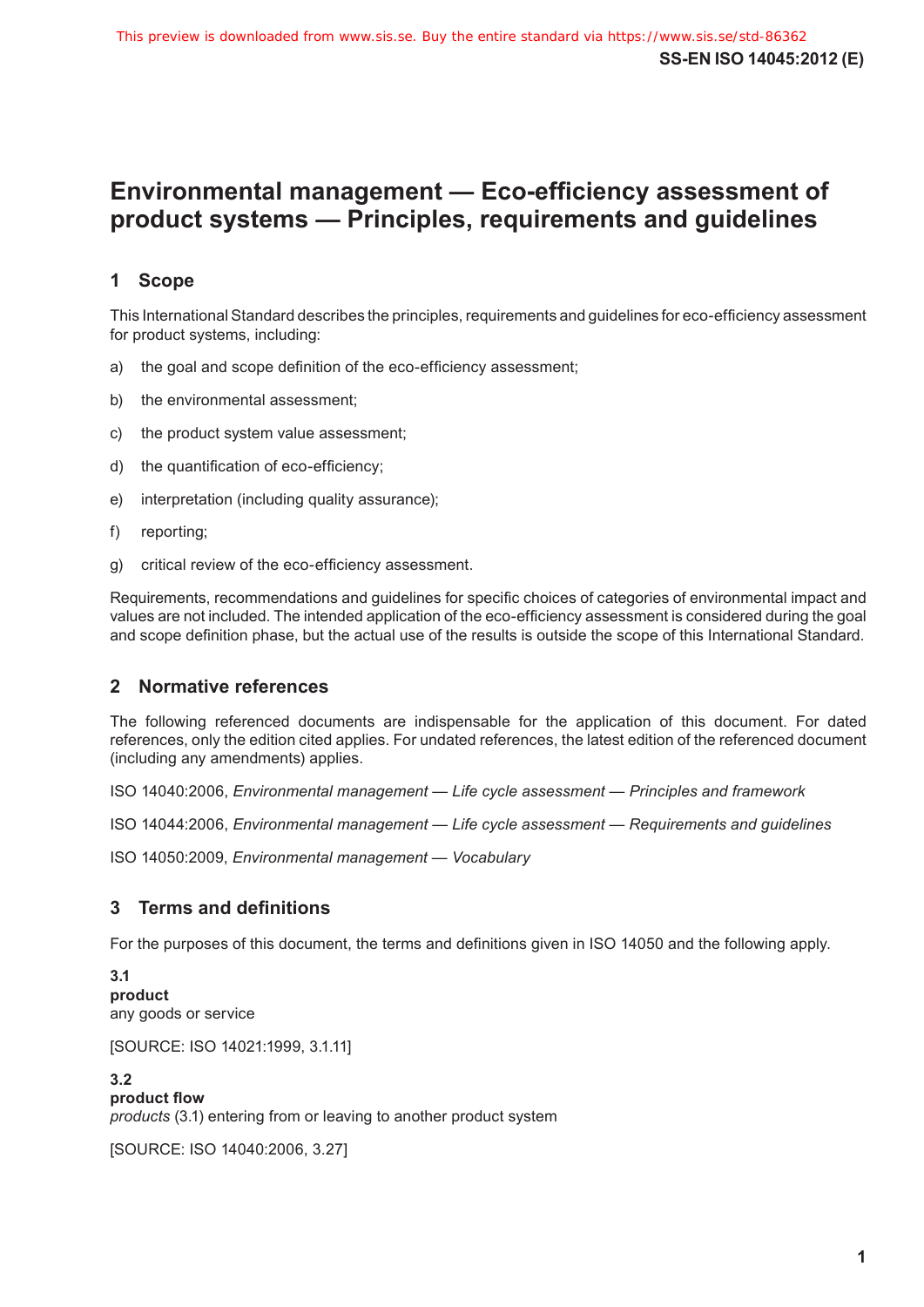# Environmental management — Eco-efficiency assessment of product systems — Principles, requirements and guidelines

## 1 Scope

This International Standard describes the principles, requirements and guidelines for eco-efficiency assessment for product systems, including:

a) the goal and scope definition of the eco-efficiency assessment;

b) the environmental assessment;

c) the product system value assessment;

d) the quantification of eco-efficiency;

e) interpretation (including quality assurance);

f) reporting;

g) critical review of the eco-efficiency assessment.

Requirements, recommendations and guidelines for specific choices of categories of environmental impact and values are not included. The intended application of the eco-efficiency assessment is considered during the goal and scope definition phase, but the actual use of the results is outside the scope of this International Standard.

## 2 Normative references

The following referenced documents are indispensable for the application of this document. For dated references, only the edition cited applies. For undated references, the latest edition of the referenced document (including any amendments) applies.

ISO 14040:2006, *Environmental management — Life cycle assessment — Principles and framework*

ISO 14044:2006, *Environmental management — Life cycle assessment — Requirements and guidelines*

ISO 14050:2009, *Environmental management — Vocabulary*

## 3 Terms and definitions

For the purposes of this document, the terms and definitions given in ISO 14050 and the following apply.

**3.1**
**product**
any goods or service

[SOURCE: ISO 14021:1999, 3.1.11]

**3.2**
**product flow**
*products* (3.1) entering from or leaving to another product system

[SOURCE: ISO 14040:2006, 3.27]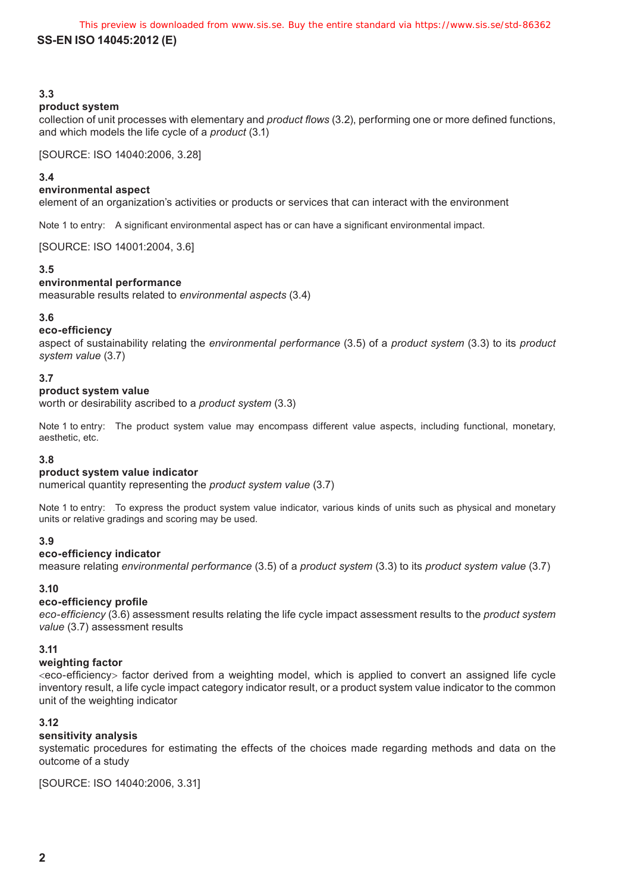**3.3**
**product system**
collection of unit processes with elementary and *product flows* (3.2), performing one or more defined functions, and which models the life cycle of a *product* (3.1)

[SOURCE: ISO 14040:2006, 3.28]

**3.4**
**environmental aspect**
element of an organization's activities or products or services that can interact with the environment

Note 1 to entry: A significant environmental aspect has or can have a significant environmental impact.

[SOURCE: ISO 14001:2004, 3.6]

**3.5**
**environmental performance**
measurable results related to *environmental aspects* (3.4)

**3.6**
**eco-efficiency**
aspect of sustainability relating the *environmental performance* (3.5) of a *product system* (3.3) to its *product system value* (3.7)

**3.7**
**product system value**
worth or desirability ascribed to a *product system* (3.3)

Note 1 to entry: The product system value may encompass different value aspects, including functional, monetary, aesthetic, etc.

**3.8**
**product system value indicator**
numerical quantity representing the *product system value* (3.7)

Note 1 to entry: To express the product system value indicator, various kinds of units such as physical and monetary units or relative gradings and scoring may be used.

**3.9**
**eco-efficiency indicator**
measure relating *environmental performance* (3.5) of a *product system* (3.3) to its *product system value* (3.7)

**3.10**
**eco-efficiency profile**
*eco-efficiency* (3.6) assessment results relating the life cycle impact assessment results to the *product system value* (3.7) assessment results

**3.11**
**weighting factor**
<eco-efficiency> factor derived from a weighting model, which is applied to convert an assigned life cycle inventory result, a life cycle impact category indicator result, or a product system value indicator to the common unit of the weighting indicator

**3.12**
**sensitivity analysis**
systematic procedures for estimating the effects of the choices made regarding methods and data on the outcome of a study

[SOURCE: ISO 14040:2006, 3.31]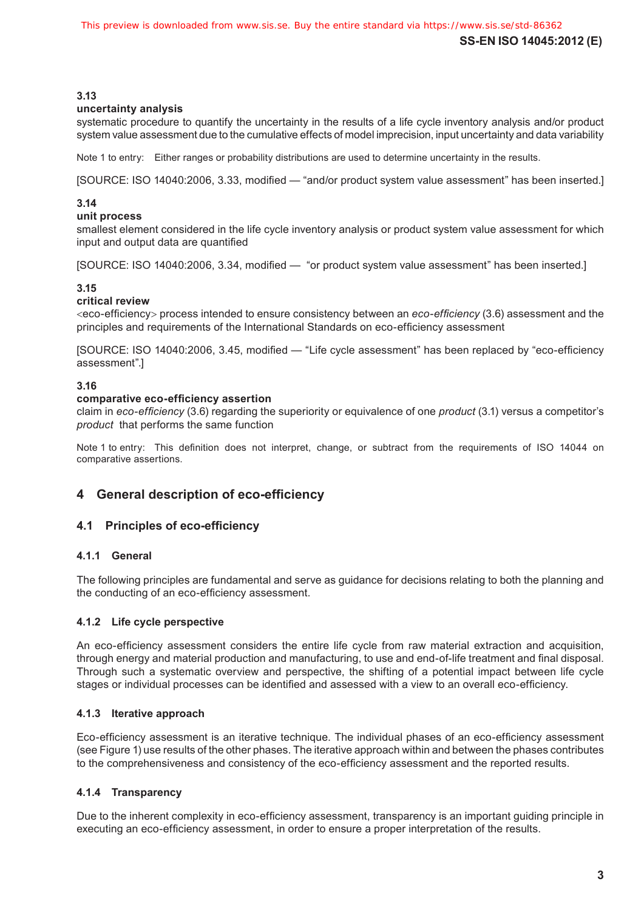**3.13**
**uncertainty analysis**
systematic procedure to quantify the uncertainty in the results of a life cycle inventory analysis and/or product system value assessment due to the cumulative effects of model imprecision, input uncertainty and data variability

Note 1 to entry: Either ranges or probability distributions are used to determine uncertainty in the results.

[SOURCE: ISO 14040:2006, 3.33, modified — "and/or product system value assessment" has been inserted.]

**3.14**
**unit process**
smallest element considered in the life cycle inventory analysis or product system value assessment for which input and output data are quantified

[SOURCE: ISO 14040:2006, 3.34, modified — "or product system value assessment" has been inserted.]

**3.15**
**critical review**
<eco-efficiency> process intended to ensure consistency between an *eco-efficiency* (3.6) assessment and the principles and requirements of the International Standards on eco-efficiency assessment

[SOURCE: ISO 14040:2006, 3.45, modified — "Life cycle assessment" has been replaced by "eco-efficiency assessment".]

**3.16**
**comparative eco-efficiency assertion**
claim in *eco-efficiency* (3.6) regarding the superiority or equivalence of one *product* (3.1) versus a competitor's *product* that performs the same function

Note 1 to entry: This definition does not interpret, change, or subtract from the requirements of ISO 14044 on comparative assertions.

## 4 General description of eco-efficiency

### 4.1 Principles of eco-efficiency

#### 4.1.1 General

The following principles are fundamental and serve as guidance for decisions relating to both the planning and the conducting of an eco-efficiency assessment.

#### 4.1.2 Life cycle perspective

An eco-efficiency assessment considers the entire life cycle from raw material extraction and acquisition, through energy and material production and manufacturing, to use and end-of-life treatment and final disposal. Through such a systematic overview and perspective, the shifting of a potential impact between life cycle stages or individual processes can be identified and assessed with a view to an overall eco-efficiency.

#### 4.1.3 Iterative approach

Eco-efficiency assessment is an iterative technique. The individual phases of an eco-efficiency assessment (see Figure 1) use results of the other phases. The iterative approach within and between the phases contributes to the comprehensiveness and consistency of the eco-efficiency assessment and the reported results.

#### 4.1.4 Transparency

Due to the inherent complexity in eco-efficiency assessment, transparency is an important guiding principle in executing an eco-efficiency assessment, in order to ensure a proper interpretation of the results.